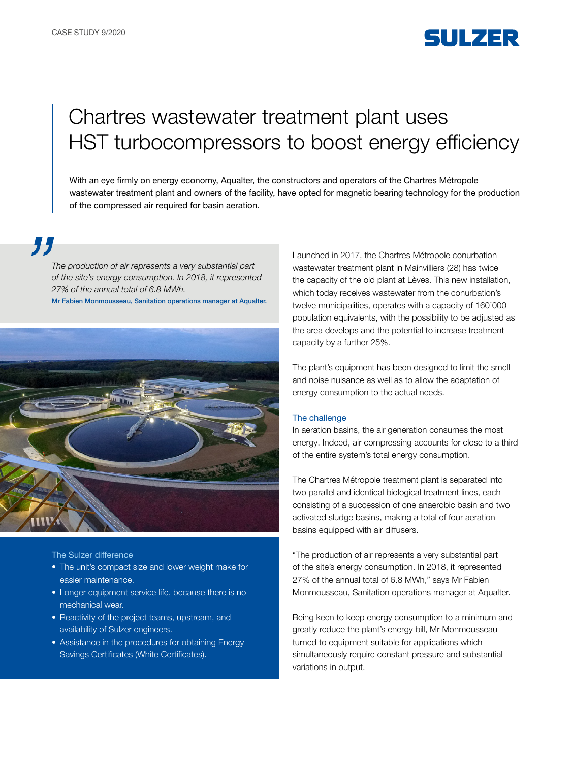CASE STUDY 9/2020

# Chartres wastewater treatment plant uses HST turbocompressors to boost energy efficiency

With an eye firmly on energy economy, Aqualter, the constructors and operators of the Chartres Métropole wastewater treatment plant and owners of the facility, have opted for magnetic bearing technology for the production of the compressed air required for basin aeration.

> *The production of air represents a very substantial part of the site's energy consumption. In 2018, it represented 27% of the annual total of 6.8 MWh.*
>
> Mr Fabien Monmousseau, Sanitation operations manager at Aqualter.

### The Sulzer difference

- The unit's compact size and lower weight make for easier maintenance.
- Longer equipment service life, because there is no mechanical wear.
- Reactivity of the project teams, upstream, and availability of Sulzer engineers.
- Assistance in the procedures for obtaining Energy Savings Certificates (White Certificates).

Launched in 2017, the Chartres Métropole conurbation wastewater treatment plant in Mainvilliers (28) has twice the capacity of the old plant at Lèves. This new installation, which today receives wastewater from the conurbation's twelve municipalities, operates with a capacity of 160'000 population equivalents, with the possibility to be adjusted as the area develops and the potential to increase treatment capacity by a further 25%.

The plant's equipment has been designed to limit the smell and noise nuisance as well as to allow the adaptation of energy consumption to the actual needs.

## The challenge

In aeration basins, the air generation consumes the most energy. Indeed, air compressing accounts for close to a third of the entire system's total energy consumption.

The Chartres Métropole treatment plant is separated into two parallel and identical biological treatment lines, each consisting of a succession of one anaerobic basin and two activated sludge basins, making a total of four aeration basins equipped with air diffusers.

"The production of air represents a very substantial part of the site's energy consumption. In 2018, it represented 27% of the annual total of 6.8 MWh," says Mr Fabien Monmousseau, Sanitation operations manager at Aqualter.

Being keen to keep energy consumption to a minimum and greatly reduce the plant's energy bill, Mr Monmousseau turned to equipment suitable for applications which simultaneously require constant pressure and substantial variations in output.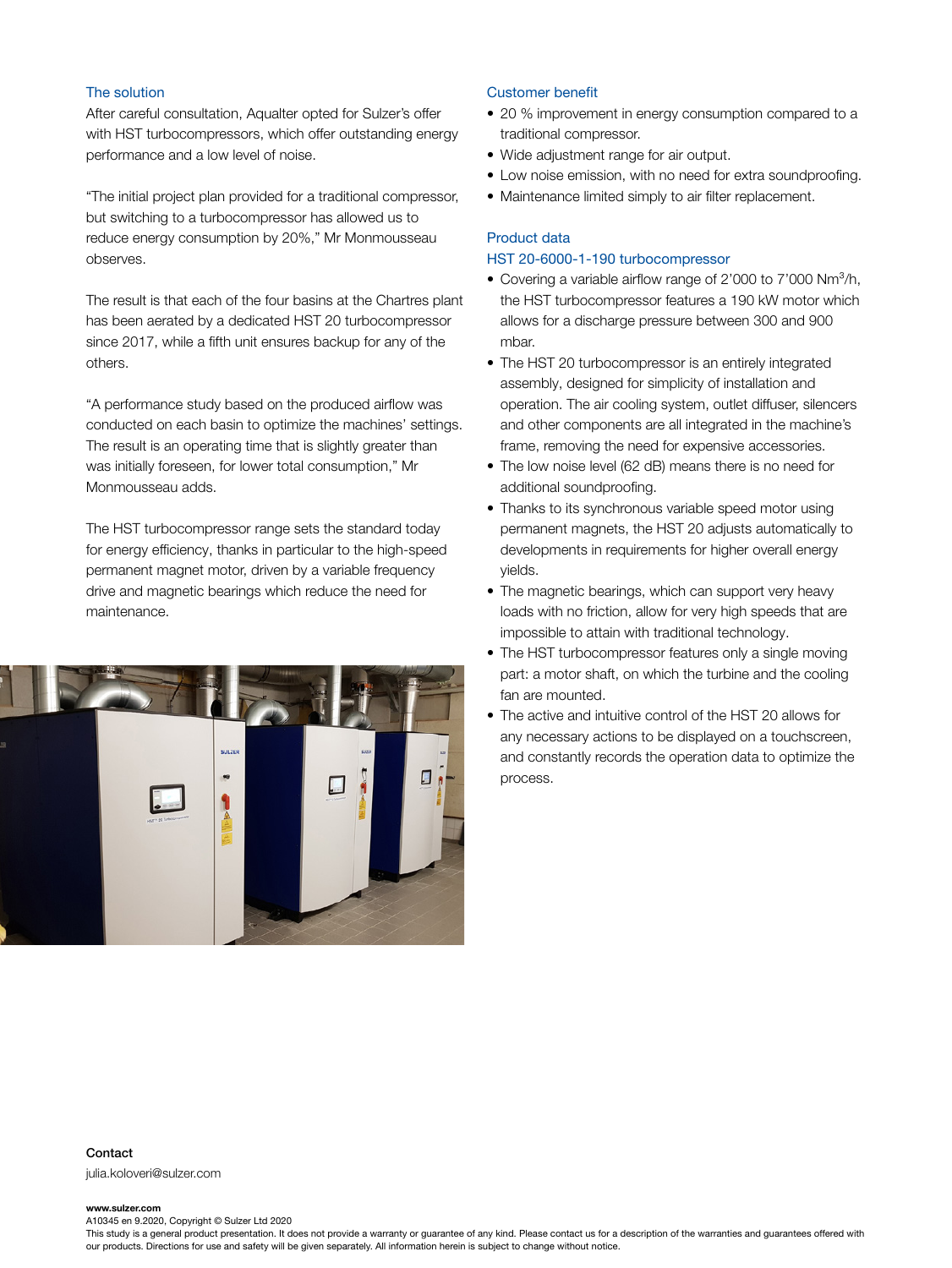### The solution

After careful consultation, Aqualter opted for Sulzer's offer with HST turbocompressors, which offer outstanding energy performance and a low level of noise.

"The initial project plan provided for a traditional compressor, but switching to a turbocompressor has allowed us to reduce energy consumption by 20%," Mr Monmousseau observes.

The result is that each of the four basins at the Chartres plant has been aerated by a dedicated HST 20 turbocompressor since 2017, while a fifth unit ensures backup for any of the others.

"A performance study based on the produced airflow was conducted on each basin to optimize the machines' settings. The result is an operating time that is slightly greater than was initially foreseen, for lower total consumption," Mr Monmousseau adds.

The HST turbocompressor range sets the standard today for energy efficiency, thanks in particular to the high-speed permanent magnet motor, driven by a variable frequency drive and magnetic bearings which reduce the need for maintenance.

### Customer benefit

- 20 % improvement in energy consumption compared to a traditional compressor.
- Wide adjustment range for air output.
- Low noise emission, with no need for extra soundproofing.
- Maintenance limited simply to air filter replacement.

### Product data

#### HST 20-6000-1-190 turbocompressor

- Covering a variable airflow range of 2'000 to 7'000 Nm$^3$/h, the HST turbocompressor features a 190 kW motor which allows for a discharge pressure between 300 and 900 mbar.
- The HST 20 turbocompressor is an entirely integrated assembly, designed for simplicity of installation and operation. The air cooling system, outlet diffuser, silencers and other components are all integrated in the machine's frame, removing the need for expensive accessories.
- The low noise level (62 dB) means there is no need for additional soundproofing.
- Thanks to its synchronous variable speed motor using permanent magnets, the HST 20 adjusts automatically to developments in requirements for higher overall energy yields.
- The magnetic bearings, which can support very heavy loads with no friction, allow for very high speeds that are impossible to attain with traditional technology.
- The HST turbocompressor features only a single moving part: a motor shaft, on which the turbine and the cooling fan are mounted.
- The active and intuitive control of the HST 20 allows for any necessary actions to be displayed on a touchscreen, and constantly records the operation data to optimize the process.

**Contact**

julia.koloveri@sulzer.com

**www.sulzer.com**

A10345 en 9.2020, Copyright © Sulzer Ltd 2020

This study is a general product presentation. It does not provide a warranty or guarantee of any kind. Please contact us for a description of the warranties and guarantees offered with our products. Directions for use and safety will be given separately. All information herein is subject to change without notice.